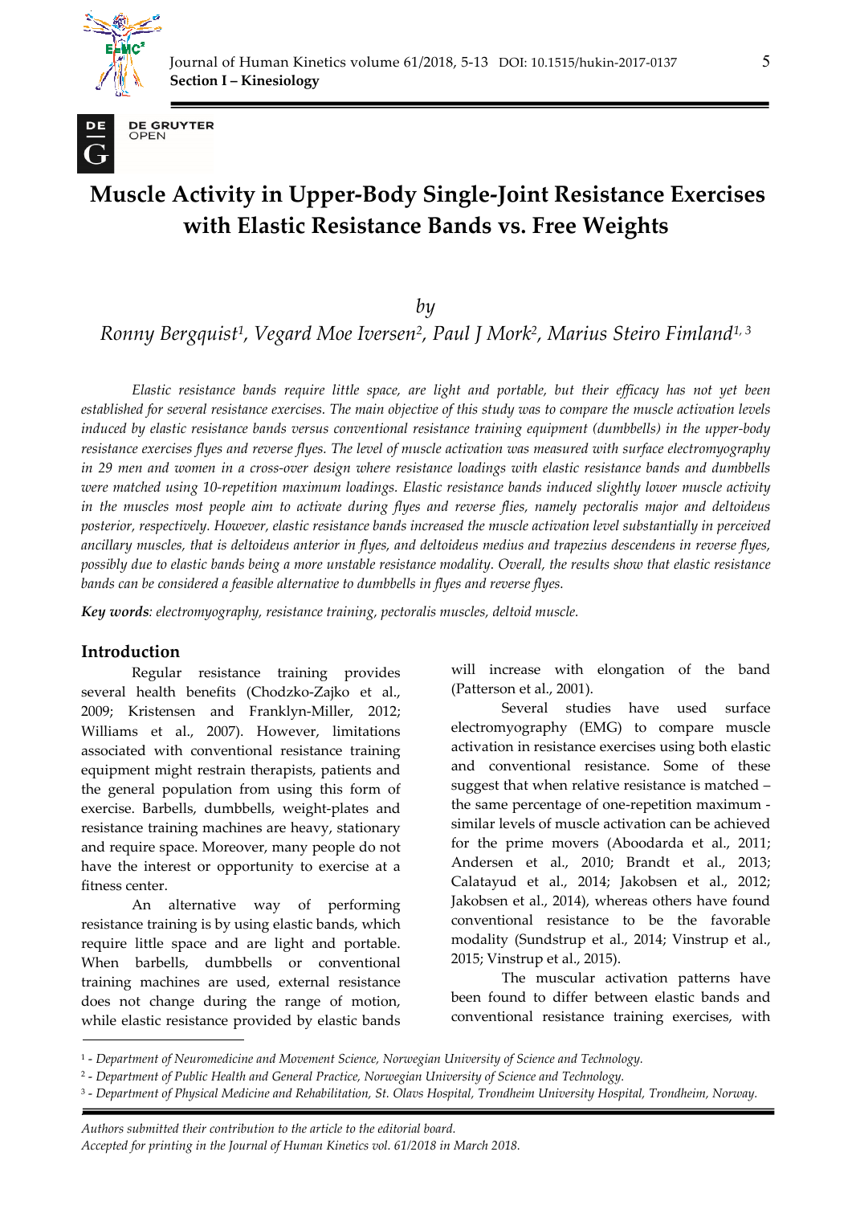# Muscle Activity in Upper-Body Single-Joint Resistance Exercises with Elastic Resistance Bands vs. Free Weights

*by*

*Ronny Bergquist[1], Vegard Moe Iversen[2], Paul J Mork[2], Marius Steiro Fimland[1, 3]*

*Elastic resistance bands require little space, are light and portable, but their efficacy has not yet been established for several resistance exercises. The main objective of this study was to compare the muscle activation levels induced by elastic resistance bands versus conventional resistance training equipment (dumbbells) in the upper-body resistance exercises flyes and reverse flyes. The level of muscle activation was measured with surface electromyography in 29 men and women in a cross-over design where resistance loadings with elastic resistance bands and dumbbells were matched using 10-repetition maximum loadings. Elastic resistance bands induced slightly lower muscle activity in the muscles most people aim to activate during flyes and reverse flies, namely pectoralis major and deltoideus posterior, respectively. However, elastic resistance bands increased the muscle activation level substantially in perceived ancillary muscles, that is deltoideus anterior in flyes, and deltoideus medius and trapezius descendens in reverse flyes, possibly due to elastic bands being a more unstable resistance modality. Overall, the results show that elastic resistance bands can be considered a feasible alternative to dumbbells in flyes and reverse flyes.*

***Key words****: electromyography, resistance training, pectoralis muscles, deltoid muscle.*

## Introduction

Regular resistance training provides several health benefits (Chodzko-Zajko et al., 2009; Kristensen and Franklyn-Miller, 2012; Williams et al., 2007). However, limitations associated with conventional resistance training equipment might restrain therapists, patients and the general population from using this form of exercise. Barbells, dumbbells, weight-plates and resistance training machines are heavy, stationary and require space. Moreover, many people do not have the interest or opportunity to exercise at a fitness center.

An alternative way of performing resistance training is by using elastic bands, which require little space and are light and portable. When barbells, dumbbells or conventional training machines are used, external resistance does not change during the range of motion, while elastic resistance provided by elastic bands will increase with elongation of the band (Patterson et al., 2001).

Several studies have used surface electromyography (EMG) to compare muscle activation in resistance exercises using both elastic and conventional resistance. Some of these suggest that when relative resistance is matched – the same percentage of one-repetition maximum - similar levels of muscle activation can be achieved for the prime movers (Aboodarda et al., 2011; Andersen et al., 2010; Brandt et al., 2013; Calatayud et al., 2014; Jakobsen et al., 2012; Jakobsen et al., 2014), whereas others have found conventional resistance to be the favorable modality (Sundstrup et al., 2014; Vinstrup et al., 2015; Vinstrup et al., 2015).

The muscular activation patterns have been found to differ between elastic bands and conventional resistance training exercises, with

[1] - *Department of Neuromedicine and Movement Science, Norwegian University of Science and Technology.*
[2] - *Department of Public Health and General Practice, Norwegian University of Science and Technology.*
[3] - *Department of Physical Medicine and Rehabilitation, St. Olavs Hospital, Trondheim University Hospital, Trondheim, Norway.*

*Authors submitted their contribution to the article to the editorial board.*
*Accepted for printing in the Journal of Human Kinetics vol. 61/2018 in March 2018.*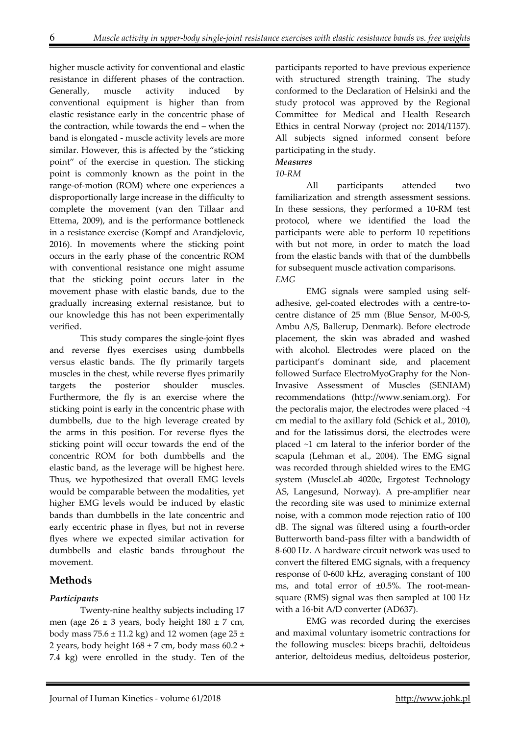higher muscle activity for conventional and elastic resistance in different phases of the contraction. Generally, muscle activity induced by conventional equipment is higher than from elastic resistance early in the concentric phase of the contraction, while towards the end – when the band is elongated - muscle activity levels are more similar. However, this is affected by the "sticking point" of the exercise in question. The sticking point is commonly known as the point in the range-of-motion (ROM) where one experiences a disproportionally large increase in the difficulty to complete the movement (van den Tillaar and Ettema, 2009), and is the performance bottleneck in a resistance exercise (Kompf and Arandjelovic, 2016). In movements where the sticking point occurs in the early phase of the concentric ROM with conventional resistance one might assume that the sticking point occurs later in the movement phase with elastic bands, due to the gradually increasing external resistance, but to our knowledge this has not been experimentally verified.

This study compares the single-joint flyes and reverse flyes exercises using dumbbells versus elastic bands. The fly primarily targets muscles in the chest, while reverse flyes primarily targets the posterior shoulder muscles. Furthermore, the fly is an exercise where the sticking point is early in the concentric phase with dumbbells, due to the high leverage created by the arms in this position. For reverse flyes the sticking point will occur towards the end of the concentric ROM for both dumbbells and the elastic band, as the leverage will be highest here. Thus, we hypothesized that overall EMG levels would be comparable between the modalities, yet higher EMG levels would be induced by elastic bands than dumbbells in the late concentric and early eccentric phase in flyes, but not in reverse flyes where we expected similar activation for dumbbells and elastic bands throughout the movement.

## Methods

### *Participants*

Twenty-nine healthy subjects including 17 men (age 26 ± 3 years, body height 180 ± 7 cm, body mass 75.6 ± 11.2 kg) and 12 women (age 25 ± 2 years, body height 168 ± 7 cm, body mass 60.2 ± 7.4 kg) were enrolled in the study. Ten of the participants reported to have previous experience with structured strength training. The study conformed to the Declaration of Helsinki and the study protocol was approved by the Regional Committee for Medical and Health Research Ethics in central Norway (project no: 2014/1157). All subjects signed informed consent before participating in the study.

### *Measures*

*10-RM*

All participants attended two familiarization and strength assessment sessions. In these sessions, they performed a 10-RM test protocol, where we identified the load the participants were able to perform 10 repetitions with but not more, in order to match the load from the elastic bands with that of the dumbbells for subsequent muscle activation comparisons.

*EMG*

EMG signals were sampled using self-adhesive, gel-coated electrodes with a centre-to-centre distance of 25 mm (Blue Sensor, M-00-S, Ambu A/S, Ballerup, Denmark). Before electrode placement, the skin was abraded and washed with alcohol. Electrodes were placed on the participant's dominant side, and placement followed Surface ElectroMyoGraphy for the Non-Invasive Assessment of Muscles (SENIAM) recommendations (http://www.seniam.org). For the pectoralis major, the electrodes were placed ~4 cm medial to the axillary fold (Schick et al., 2010), and for the latissimus dorsi, the electrodes were placed ~1 cm lateral to the inferior border of the scapula (Lehman et al., 2004). The EMG signal was recorded through shielded wires to the EMG system (MuscleLab 4020e, Ergotest Technology AS, Langesund, Norway). A pre-amplifier near the recording site was used to minimize external noise, with a common mode rejection ratio of 100 dB. The signal was filtered using a fourth-order Butterworth band-pass filter with a bandwidth of 8-600 Hz. A hardware circuit network was used to convert the filtered EMG signals, with a frequency response of 0-600 kHz, averaging constant of 100 ms, and total error of ±0.5%. The root-mean-square (RMS) signal was then sampled at 100 Hz with a 16-bit A/D converter (AD637).

EMG was recorded during the exercises and maximal voluntary isometric contractions for the following muscles: biceps brachii, deltoideus anterior, deltoideus medius, deltoideus posterior,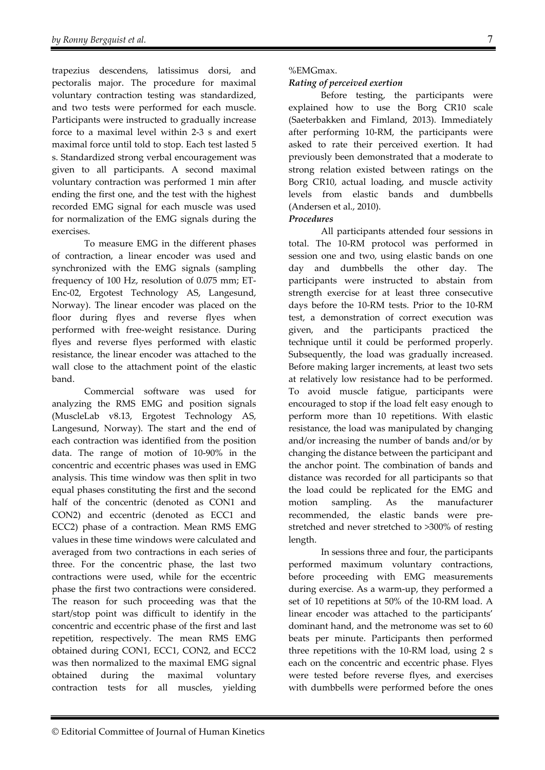trapezius descendens, latissimus dorsi, and pectoralis major. The procedure for maximal voluntary contraction testing was standardized, and two tests were performed for each muscle. Participants were instructed to gradually increase force to a maximal level within 2-3 s and exert maximal force until told to stop. Each test lasted 5 s. Standardized strong verbal encouragement was given to all participants. A second maximal voluntary contraction was performed 1 min after ending the first one, and the test with the highest recorded EMG signal for each muscle was used for normalization of the EMG signals during the exercises.

To measure EMG in the different phases of contraction, a linear encoder was used and synchronized with the EMG signals (sampling frequency of 100 Hz, resolution of 0.075 mm; ET-Enc-02, Ergotest Technology AS, Langesund, Norway). The linear encoder was placed on the floor during flyes and reverse flyes when performed with free-weight resistance. During flyes and reverse flyes performed with elastic resistance, the linear encoder was attached to the wall close to the attachment point of the elastic band.

Commercial software was used for analyzing the RMS EMG and position signals (MuscleLab v8.13, Ergotest Technology AS, Langesund, Norway). The start and the end of each contraction was identified from the position data. The range of motion of 10-90% in the concentric and eccentric phases was used in EMG analysis. This time window was then split in two equal phases constituting the first and the second half of the concentric (denoted as CON1 and CON2) and eccentric (denoted as ECC1 and ECC2) phase of a contraction. Mean RMS EMG values in these time windows were calculated and averaged from two contractions in each series of three. For the concentric phase, the last two contractions were used, while for the eccentric phase the first two contractions were considered. The reason for such proceeding was that the start/stop point was difficult to identify in the concentric and eccentric phase of the first and last repetition, respectively. The mean RMS EMG obtained during CON1, ECC1, CON2, and ECC2 was then normalized to the maximal EMG signal obtained during the maximal voluntary contraction tests for all muscles, yielding %EMGmax.

***Rating of perceived exertion***

Before testing, the participants were explained how to use the Borg CR10 scale (Saeterbakken and Fimland, 2013). Immediately after performing 10-RM, the participants were asked to rate their perceived exertion. It had previously been demonstrated that a moderate to strong relation existed between ratings on the Borg CR10, actual loading, and muscle activity levels from elastic bands and dumbbells (Andersen et al., 2010).

***Procedures***

All participants attended four sessions in total. The 10-RM protocol was performed in session one and two, using elastic bands on one day and dumbbells the other day. The participants were instructed to abstain from strength exercise for at least three consecutive days before the 10-RM tests. Prior to the 10-RM test, a demonstration of correct execution was given, and the participants practiced the technique until it could be performed properly. Subsequently, the load was gradually increased. Before making larger increments, at least two sets at relatively low resistance had to be performed. To avoid muscle fatigue, participants were encouraged to stop if the load felt easy enough to perform more than 10 repetitions. With elastic resistance, the load was manipulated by changing and/or increasing the number of bands and/or by changing the distance between the participant and the anchor point. The combination of bands and distance was recorded for all participants so that the load could be replicated for the EMG and motion sampling. As the manufacturer recommended, the elastic bands were pre-stretched and never stretched to >300% of resting length.

In sessions three and four, the participants performed maximum voluntary contractions, before proceeding with EMG measurements during exercise. As a warm-up, they performed a set of 10 repetitions at 50% of the 10-RM load. A linear encoder was attached to the participants' dominant hand, and the metronome was set to 60 beats per minute. Participants then performed three repetitions with the 10-RM load, using 2 s each on the concentric and eccentric phase. Flyes were tested before reverse flyes, and exercises with dumbbells were performed before the ones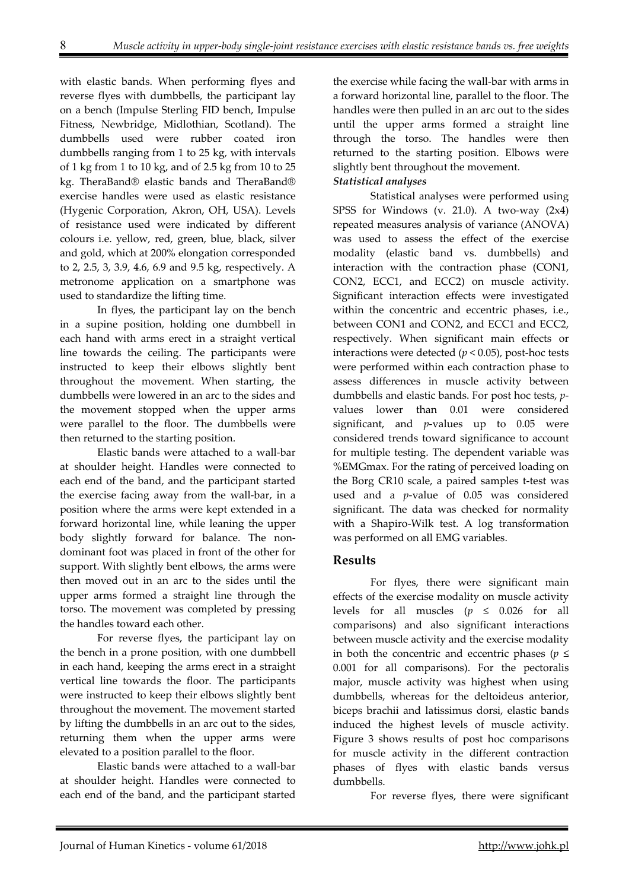with elastic bands. When performing flyes and reverse flyes with dumbbells, the participant lay on a bench (Impulse Sterling FID bench, Impulse Fitness, Newbridge, Midlothian, Scotland). The dumbbells used were rubber coated iron dumbbells ranging from 1 to 25 kg, with intervals of 1 kg from 1 to 10 kg, and of 2.5 kg from 10 to 25 kg. TheraBand® elastic bands and TheraBand® exercise handles were used as elastic resistance (Hygenic Corporation, Akron, OH, USA). Levels of resistance used were indicated by different colours i.e. yellow, red, green, blue, black, silver and gold, which at 200% elongation corresponded to 2, 2.5, 3, 3.9, 4.6, 6.9 and 9.5 kg, respectively. A metronome application on a smartphone was used to standardize the lifting time.

In flyes, the participant lay on the bench in a supine position, holding one dumbbell in each hand with arms erect in a straight vertical line towards the ceiling. The participants were instructed to keep their elbows slightly bent throughout the movement. When starting, the dumbbells were lowered in an arc to the sides and the movement stopped when the upper arms were parallel to the floor. The dumbbells were then returned to the starting position.

Elastic bands were attached to a wall-bar at shoulder height. Handles were connected to each end of the band, and the participant started the exercise facing away from the wall-bar, in a position where the arms were kept extended in a forward horizontal line, while leaning the upper body slightly forward for balance. The non-dominant foot was placed in front of the other for support. With slightly bent elbows, the arms were then moved out in an arc to the sides until the upper arms formed a straight line through the torso. The movement was completed by pressing the handles toward each other.

For reverse flyes, the participant lay on the bench in a prone position, with one dumbbell in each hand, keeping the arms erect in a straight vertical line towards the floor. The participants were instructed to keep their elbows slightly bent throughout the movement. The movement started by lifting the dumbbells in an arc out to the sides, returning them when the upper arms were elevated to a position parallel to the floor.

Elastic bands were attached to a wall-bar at shoulder height. Handles were connected to each end of the band, and the participant started the exercise while facing the wall-bar with arms in a forward horizontal line, parallel to the floor. The handles were then pulled in an arc out to the sides until the upper arms formed a straight line through the torso. The handles were then returned to the starting position. Elbows were slightly bent throughout the movement.

***Statistical analyses***

Statistical analyses were performed using SPSS for Windows (v. 21.0). A two-way (2x4) repeated measures analysis of variance (ANOVA) was used to assess the effect of the exercise modality (elastic band vs. dumbbells) and interaction with the contraction phase (CON1, CON2, ECC1, and ECC2) on muscle activity. Significant interaction effects were investigated within the concentric and eccentric phases, i.e., between CON1 and CON2, and ECC1 and ECC2, respectively. When significant main effects or interactions were detected ($p < 0.05$), post-hoc tests were performed within each contraction phase to assess differences in muscle activity between dumbbells and elastic bands. For post hoc tests, *p*-values lower than 0.01 were considered significant, and *p*-values up to 0.05 were considered trends toward significance to account for multiple testing. The dependent variable was %EMGmax. For the rating of perceived loading on the Borg CR10 scale, a paired samples t-test was used and a *p*-value of 0.05 was considered significant. The data was checked for normality with a Shapiro-Wilk test. A log transformation was performed on all EMG variables.

## Results

For flyes, there were significant main effects of the exercise modality on muscle activity levels for all muscles ($p \leq 0.026$ for all comparisons) and also significant interactions between muscle activity and the exercise modality in both the concentric and eccentric phases ($p \leq 0.001$ for all comparisons). For the pectoralis major, muscle activity was highest when using dumbbells, whereas for the deltoideus anterior, biceps brachii and latissimus dorsi, elastic bands induced the highest levels of muscle activity. Figure 3 shows results of post hoc comparisons for muscle activity in the different contraction phases of flyes with elastic bands versus dumbbells.

For reverse flyes, there were significant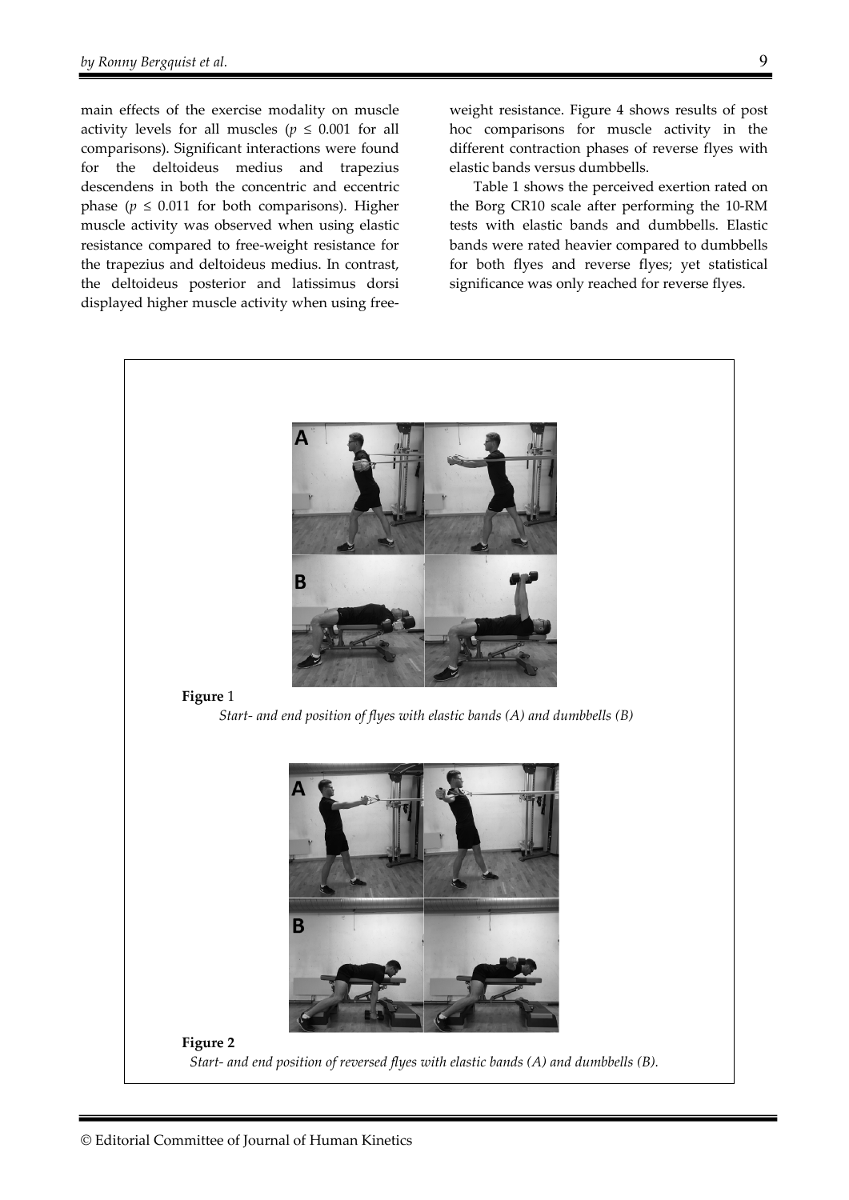main effects of the exercise modality on muscle activity levels for all muscles ($p \leq 0.001$ for all comparisons). Significant interactions were found for the deltoideus medius and trapezius descendens in both the concentric and eccentric phase ($p \leq 0.011$ for both comparisons). Higher muscle activity was observed when using elastic resistance compared to free-weight resistance for the trapezius and deltoideus medius. In contrast, the deltoideus posterior and latissimus dorsi displayed higher muscle activity when using free-weight resistance. Figure 4 shows results of post hoc comparisons for muscle activity in the different contraction phases of reverse flyes with elastic bands versus dumbbells.

Table 1 shows the perceived exertion rated on the Borg CR10 scale after performing the 10-RM tests with elastic bands and dumbbells. Elastic bands were rated heavier compared to dumbbells for both flyes and reverse flyes; yet statistical significance was only reached for reverse flyes.

**Figure** 1

*Start- and end position of flyes with elastic bands (A) and dumbbells (B)*

**Figure 2**

*Start- and end position of reversed flyes with elastic bands (A) and dumbbells (B).*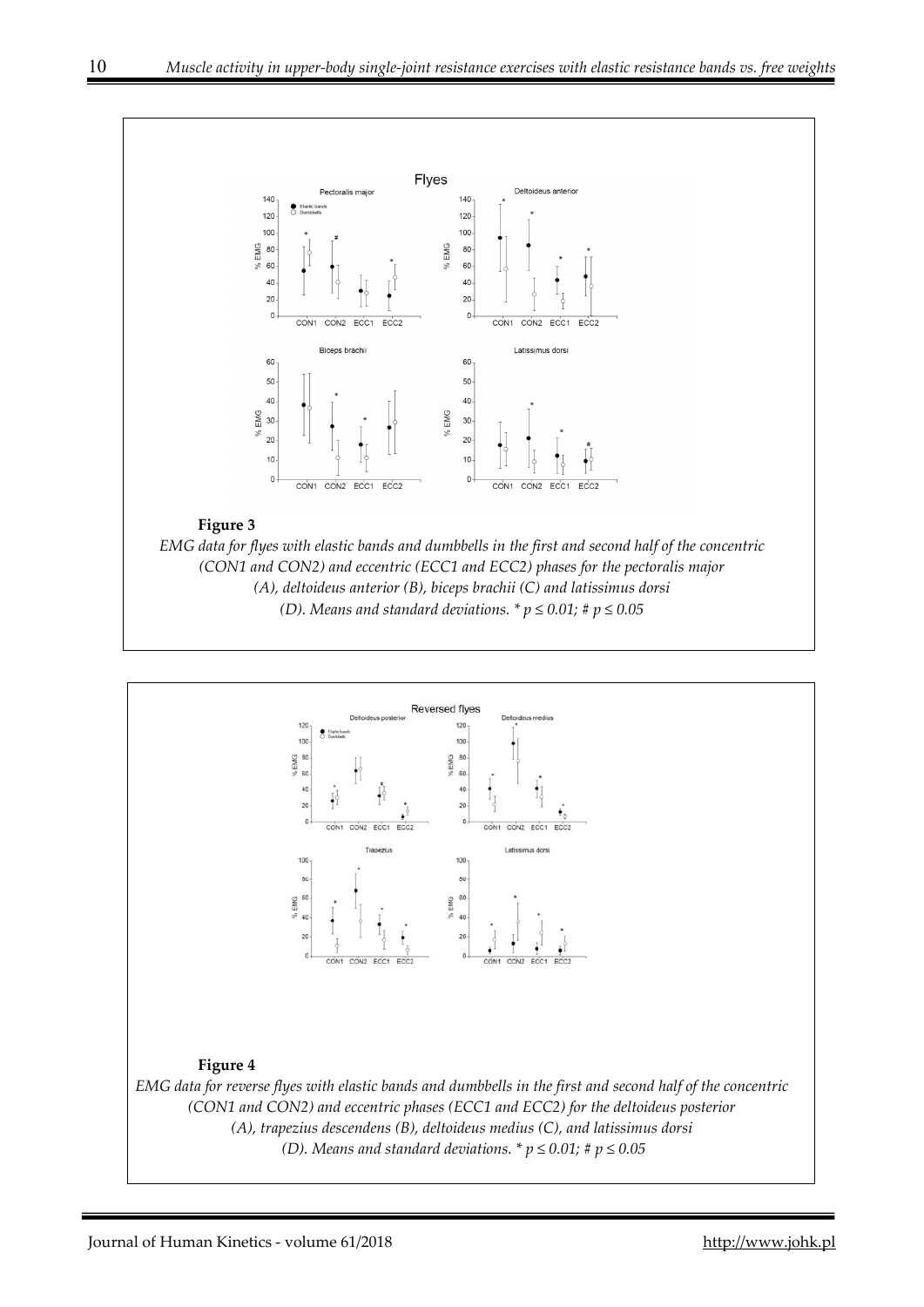**Figure 3**

*EMG data for flyes with elastic bands and dumbbells in the first and second half of the concentric (CON1 and CON2) and eccentric (ECC1 and ECC2) phases for the pectoralis major (A), deltoideus anterior (B), biceps brachii (C) and latissimus dorsi (D). Means and standard deviations. * p ≤ 0.01; # p ≤ 0.05*

**Figure 4**

*EMG data for reverse flyes with elastic bands and dumbbells in the first and second half of the concentric (CON1 and CON2) and eccentric phases (ECC1 and ECC2) for the deltoideus posterior (A), trapezius descendens (B), deltoideus medius (C), and latissimus dorsi (D). Means and standard deviations. * p ≤ 0.01; # p ≤ 0.05*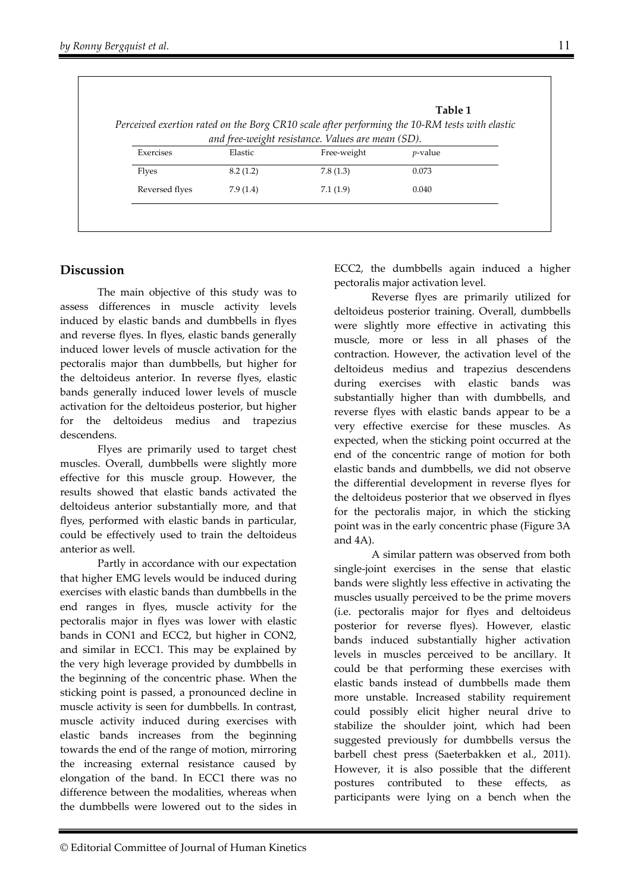**Table 1**

*Perceived exertion rated on the Borg CR10 scale after performing the 10-RM tests with elastic and free-weight resistance. Values are mean (SD).*

| Exercises | Elastic | Free-weight | *p*-value |
|---|---|---|---|
| Flyes | 8.2 (1.2) | 7.8 (1.3) | 0.073 |
| Reversed flyes | 7.9 (1.4) | 7.1 (1.9) | 0.040 |

## Discussion

The main objective of this study was to assess differences in muscle activity levels induced by elastic bands and dumbbells in flyes and reverse flyes. In flyes, elastic bands generally induced lower levels of muscle activation for the pectoralis major than dumbbells, but higher for the deltoideus anterior. In reverse flyes, elastic bands generally induced lower levels of muscle activation for the deltoideus posterior, but higher for the deltoideus medius and trapezius descendens.

Flyes are primarily used to target chest muscles. Overall, dumbbells were slightly more effective for this muscle group. However, the results showed that elastic bands activated the deltoideus anterior substantially more, and that flyes, performed with elastic bands in particular, could be effectively used to train the deltoideus anterior as well.

Partly in accordance with our expectation that higher EMG levels would be induced during exercises with elastic bands than dumbbells in the end ranges in flyes, muscle activity for the pectoralis major in flyes was lower with elastic bands in CON1 and ECC2, but higher in CON2, and similar in ECC1. This may be explained by the very high leverage provided by dumbbells in the beginning of the concentric phase. When the sticking point is passed, a pronounced decline in muscle activity is seen for dumbbells. In contrast, muscle activity induced during exercises with elastic bands increases from the beginning towards the end of the range of motion, mirroring the increasing external resistance caused by elongation of the band. In ECC1 there was no difference between the modalities, whereas when the dumbbells were lowered out to the sides in ECC2, the dumbbells again induced a higher pectoralis major activation level.

Reverse flyes are primarily utilized for deltoideus posterior training. Overall, dumbbells were slightly more effective in activating this muscle, more or less in all phases of the contraction. However, the activation level of the deltoideus medius and trapezius descendens during exercises with elastic bands was substantially higher than with dumbbells, and reverse flyes with elastic bands appear to be a very effective exercise for these muscles. As expected, when the sticking point occurred at the end of the concentric range of motion for both elastic bands and dumbbells, we did not observe the differential development in reverse flyes for the deltoideus posterior that we observed in flyes for the pectoralis major, in which the sticking point was in the early concentric phase (Figure 3A and 4A).

A similar pattern was observed from both single-joint exercises in the sense that elastic bands were slightly less effective in activating the muscles usually perceived to be the prime movers (i.e. pectoralis major for flyes and deltoideus posterior for reverse flyes). However, elastic bands induced substantially higher activation levels in muscles perceived to be ancillary. It could be that performing these exercises with elastic bands instead of dumbbells made them more unstable. Increased stability requirement could possibly elicit higher neural drive to stabilize the shoulder joint, which had been suggested previously for dumbbells versus the barbell chest press (Saeterbakken et al., 2011). However, it is also possible that the different postures contributed to these effects, as participants were lying on a bench when the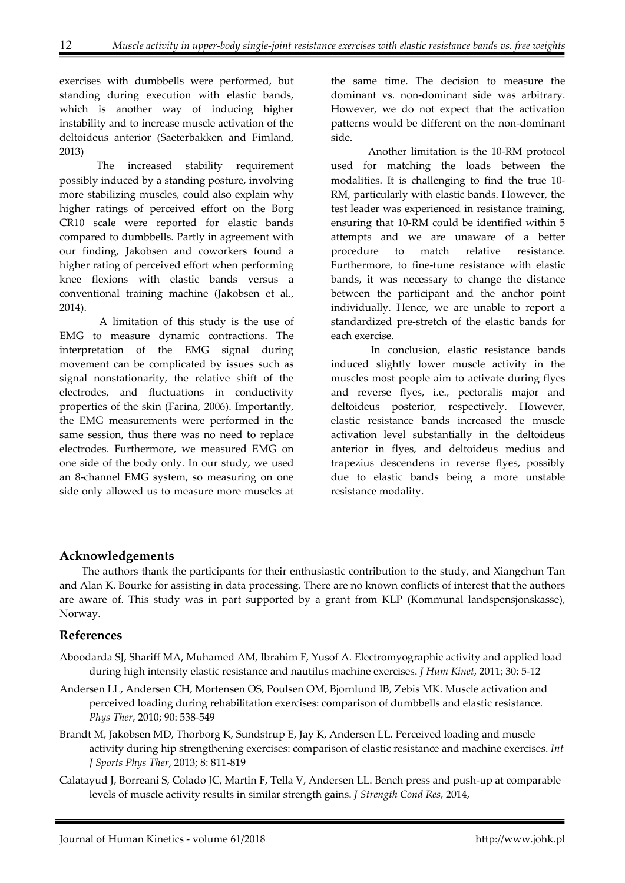exercises with dumbbells were performed, but standing during execution with elastic bands, which is another way of inducing higher instability and to increase muscle activation of the deltoideus anterior (Saeterbakken and Fimland, 2013)

The increased stability requirement possibly induced by a standing posture, involving more stabilizing muscles, could also explain why higher ratings of perceived effort on the Borg CR10 scale were reported for elastic bands compared to dumbbells. Partly in agreement with our finding, Jakobsen and coworkers found a higher rating of perceived effort when performing knee flexions with elastic bands versus a conventional training machine (Jakobsen et al., 2014).

A limitation of this study is the use of EMG to measure dynamic contractions. The interpretation of the EMG signal during movement can be complicated by issues such as signal nonstationarity, the relative shift of the electrodes, and fluctuations in conductivity properties of the skin (Farina, 2006). Importantly, the EMG measurements were performed in the same session, thus there was no need to replace electrodes. Furthermore, we measured EMG on one side of the body only. In our study, we used an 8-channel EMG system, so measuring on one side only allowed us to measure more muscles at the same time. The decision to measure the dominant vs. non-dominant side was arbitrary. However, we do not expect that the activation patterns would be different on the non-dominant side.

Another limitation is the 10-RM protocol used for matching the loads between the modalities. It is challenging to find the true 10-RM, particularly with elastic bands. However, the test leader was experienced in resistance training, ensuring that 10-RM could be identified within 5 attempts and we are unaware of a better procedure to match relative resistance. Furthermore, to fine-tune resistance with elastic bands, it was necessary to change the distance between the participant and the anchor point individually. Hence, we are unable to report a standardized pre-stretch of the elastic bands for each exercise.

In conclusion, elastic resistance bands induced slightly lower muscle activity in the muscles most people aim to activate during flyes and reverse flyes, i.e., pectoralis major and deltoideus posterior, respectively. However, elastic resistance bands increased the muscle activation level substantially in the deltoideus anterior in flyes, and deltoideus medius and trapezius descendens in reverse flyes, possibly due to elastic bands being a more unstable resistance modality.

## Acknowledgements

The authors thank the participants for their enthusiastic contribution to the study, and Xiangchun Tan and Alan K. Bourke for assisting in data processing. There are no known conflicts of interest that the authors are aware of. This study was in part supported by a grant from KLP (Kommunal landspensjonskasse), Norway.

## References

Aboodarda SJ, Shariff MA, Muhamed AM, Ibrahim F, Yusof A. Electromyographic activity and applied load during high intensity elastic resistance and nautilus machine exercises. *J Hum Kinet*, 2011; 30: 5-12

Andersen LL, Andersen CH, Mortensen OS, Poulsen OM, Bjornlund IB, Zebis MK. Muscle activation and perceived loading during rehabilitation exercises: comparison of dumbbells and elastic resistance. *Phys Ther*, 2010; 90: 538-549

Brandt M, Jakobsen MD, Thorborg K, Sundstrup E, Jay K, Andersen LL. Perceived loading and muscle activity during hip strengthening exercises: comparison of elastic resistance and machine exercises. *Int J Sports Phys Ther*, 2013; 8: 811-819

Calatayud J, Borreani S, Colado JC, Martin F, Tella V, Andersen LL. Bench press and push-up at comparable levels of muscle activity results in similar strength gains. *J Strength Cond Res*, 2014,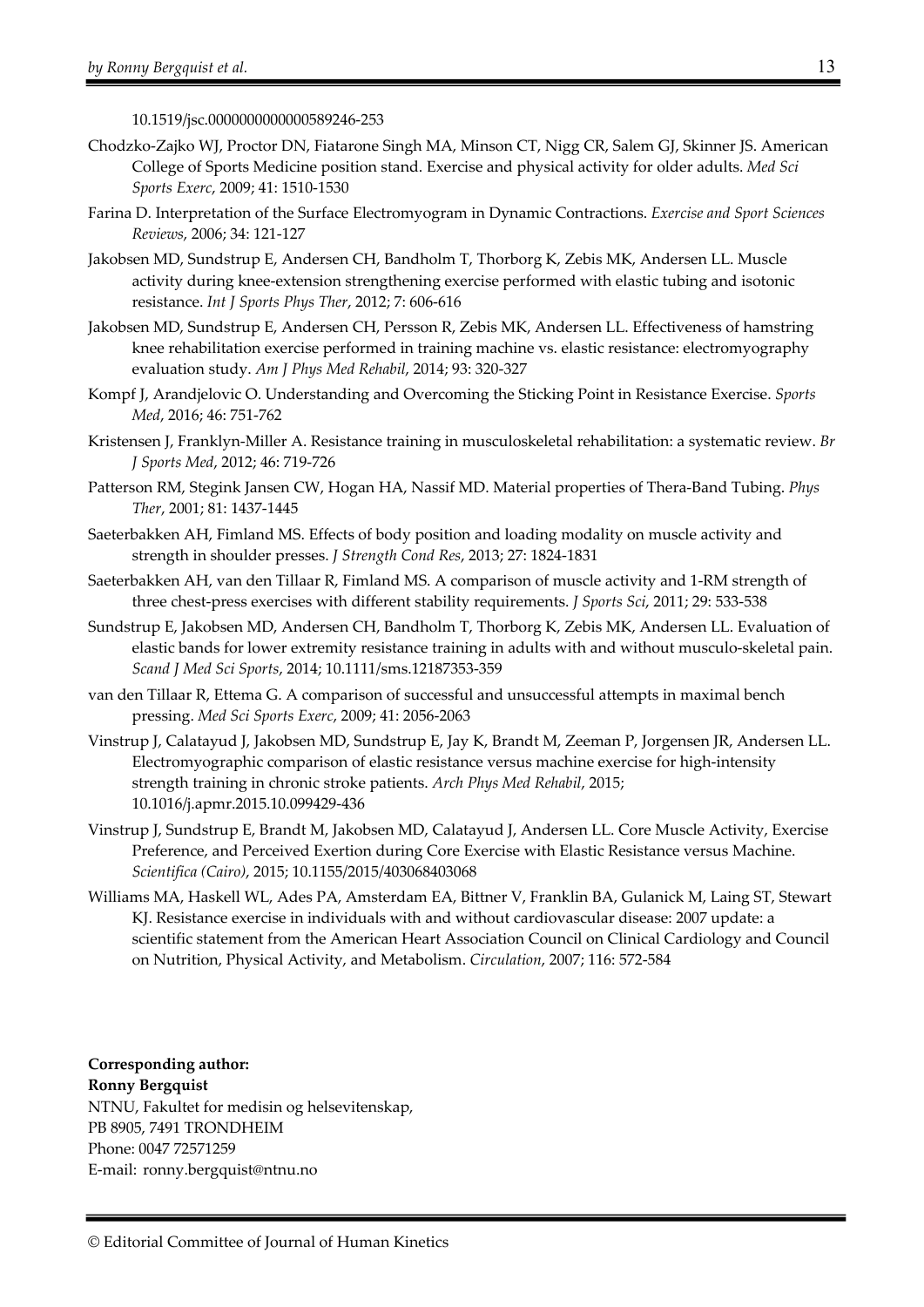10.1519/jsc.0000000000000589246-253

Chodzko-Zajko WJ, Proctor DN, Fiatarone Singh MA, Minson CT, Nigg CR, Salem GJ, Skinner JS. American College of Sports Medicine position stand. Exercise and physical activity for older adults. *Med Sci Sports Exerc*, 2009; 41: 1510-1530

Farina D. Interpretation of the Surface Electromyogram in Dynamic Contractions. *Exercise and Sport Sciences Reviews*, 2006; 34: 121-127

Jakobsen MD, Sundstrup E, Andersen CH, Bandholm T, Thorborg K, Zebis MK, Andersen LL. Muscle activity during knee-extension strengthening exercise performed with elastic tubing and isotonic resistance. *Int J Sports Phys Ther*, 2012; 7: 606-616

Jakobsen MD, Sundstrup E, Andersen CH, Persson R, Zebis MK, Andersen LL. Effectiveness of hamstring knee rehabilitation exercise performed in training machine vs. elastic resistance: electromyography evaluation study. *Am J Phys Med Rehabil*, 2014; 93: 320-327

Kompf J, Arandjelovic O. Understanding and Overcoming the Sticking Point in Resistance Exercise. *Sports Med*, 2016; 46: 751-762

Kristensen J, Franklyn-Miller A. Resistance training in musculoskeletal rehabilitation: a systematic review. *Br J Sports Med*, 2012; 46: 719-726

Patterson RM, Stegink Jansen CW, Hogan HA, Nassif MD. Material properties of Thera-Band Tubing. *Phys Ther*, 2001; 81: 1437-1445

Saeterbakken AH, Fimland MS. Effects of body position and loading modality on muscle activity and strength in shoulder presses. *J Strength Cond Res*, 2013; 27: 1824-1831

Saeterbakken AH, van den Tillaar R, Fimland MS. A comparison of muscle activity and 1-RM strength of three chest-press exercises with different stability requirements. *J Sports Sci*, 2011; 29: 533-538

Sundstrup E, Jakobsen MD, Andersen CH, Bandholm T, Thorborg K, Zebis MK, Andersen LL. Evaluation of elastic bands for lower extremity resistance training in adults with and without musculo-skeletal pain. *Scand J Med Sci Sports*, 2014; 10.1111/sms.12187353-359

van den Tillaar R, Ettema G. A comparison of successful and unsuccessful attempts in maximal bench pressing. *Med Sci Sports Exerc*, 2009; 41: 2056-2063

Vinstrup J, Calatayud J, Jakobsen MD, Sundstrup E, Jay K, Brandt M, Zeeman P, Jorgensen JR, Andersen LL. Electromyographic comparison of elastic resistance versus machine exercise for high-intensity strength training in chronic stroke patients. *Arch Phys Med Rehabil*, 2015; 10.1016/j.apmr.2015.10.099429-436

Vinstrup J, Sundstrup E, Brandt M, Jakobsen MD, Calatayud J, Andersen LL. Core Muscle Activity, Exercise Preference, and Perceived Exertion during Core Exercise with Elastic Resistance versus Machine. *Scientifica (Cairo)*, 2015; 10.1155/2015/403068403068

Williams MA, Haskell WL, Ades PA, Amsterdam EA, Bittner V, Franklin BA, Gulanick M, Laing ST, Stewart KJ. Resistance exercise in individuals with and without cardiovascular disease: 2007 update: a scientific statement from the American Heart Association Council on Clinical Cardiology and Council on Nutrition, Physical Activity, and Metabolism. *Circulation*, 2007; 116: 572-584

**Corresponding author:**
**Ronny Bergquist**
NTNU, Fakultet for medisin og helsevitenskap,
PB 8905, 7491 TRONDHEIM
Phone: 0047 72571259
E-mail: ronny.bergquist@ntnu.no

© Editorial Committee of Journal of Human Kinetics